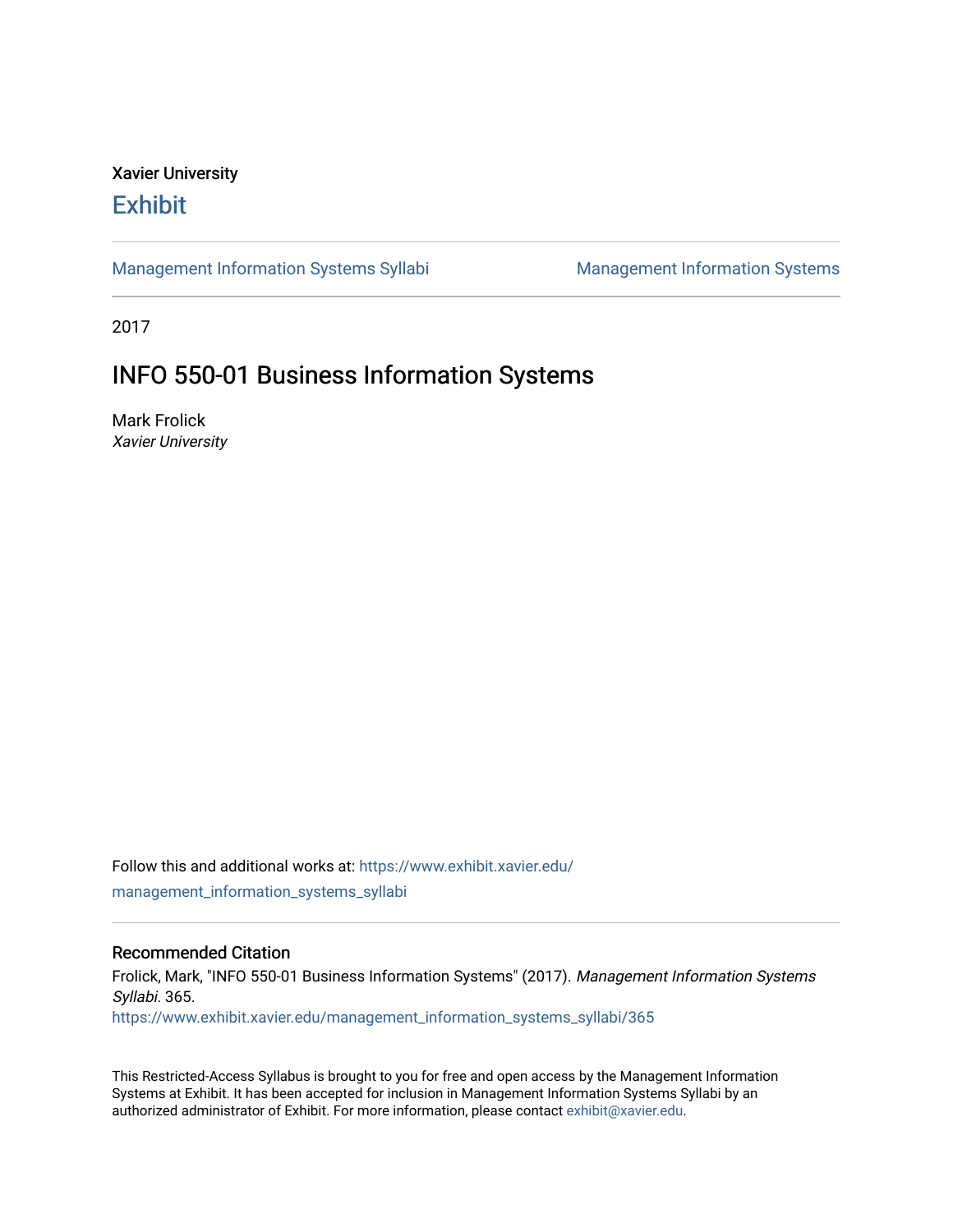Xavier University

# Exhibit

Management Information Systems Syllabi

Management Information Systems

2017

## INFO 550-01 Business Information Systems

Mark Frolick

*Xavier University*

Follow this and additional works at: https://www.exhibit.xavier.edu/management_information_systems_syllabi

### Recommended Citation

Frolick, Mark, "INFO 550-01 Business Information Systems" (2017). *Management Information Systems Syllabi*. 365.
https://www.exhibit.xavier.edu/management_information_systems_syllabi/365

This Restricted-Access Syllabus is brought to you for free and open access by the Management Information Systems at Exhibit. It has been accepted for inclusion in Management Information Systems Syllabi by an authorized administrator of Exhibit. For more information, please contact exhibit@xavier.edu.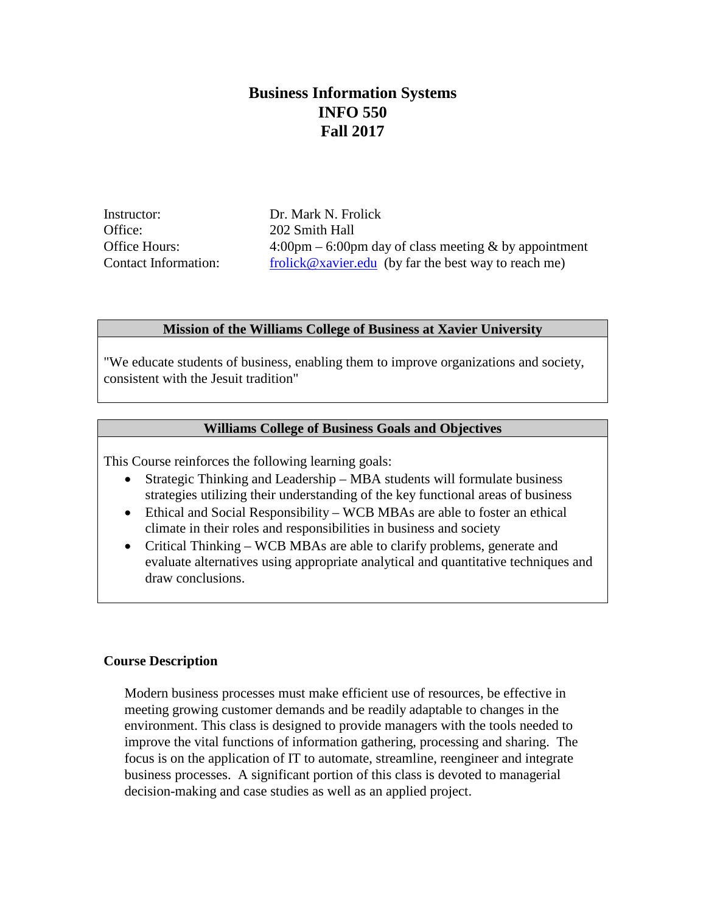# Business Information Systems
# INFO 550
# Fall 2017

| | |
|---|---|
| Instructor: | Dr. Mark N. Frolick |
| Office: | 202 Smith Hall |
| Office Hours: | 4:00pm – 6:00pm day of class meeting & by appointment |
| Contact Information: | frolick@xavier.edu (by far the best way to reach me) |

**Mission of the Williams College of Business at Xavier University**

"We educate students of business, enabling them to improve organizations and society, consistent with the Jesuit tradition"

**Williams College of Business Goals and Objectives**

This Course reinforces the following learning goals:

- Strategic Thinking and Leadership – MBA students will formulate business strategies utilizing their understanding of the key functional areas of business
- Ethical and Social Responsibility – WCB MBAs are able to foster an ethical climate in their roles and responsibilities in business and society
- Critical Thinking – WCB MBAs are able to clarify problems, generate and evaluate alternatives using appropriate analytical and quantitative techniques and draw conclusions.

**Course Description**

Modern business processes must make efficient use of resources, be effective in meeting growing customer demands and be readily adaptable to changes in the environment. This class is designed to provide managers with the tools needed to improve the vital functions of information gathering, processing and sharing. The focus is on the application of IT to automate, streamline, reengineer and integrate business processes. A significant portion of this class is devoted to managerial decision-making and case studies as well as an applied project.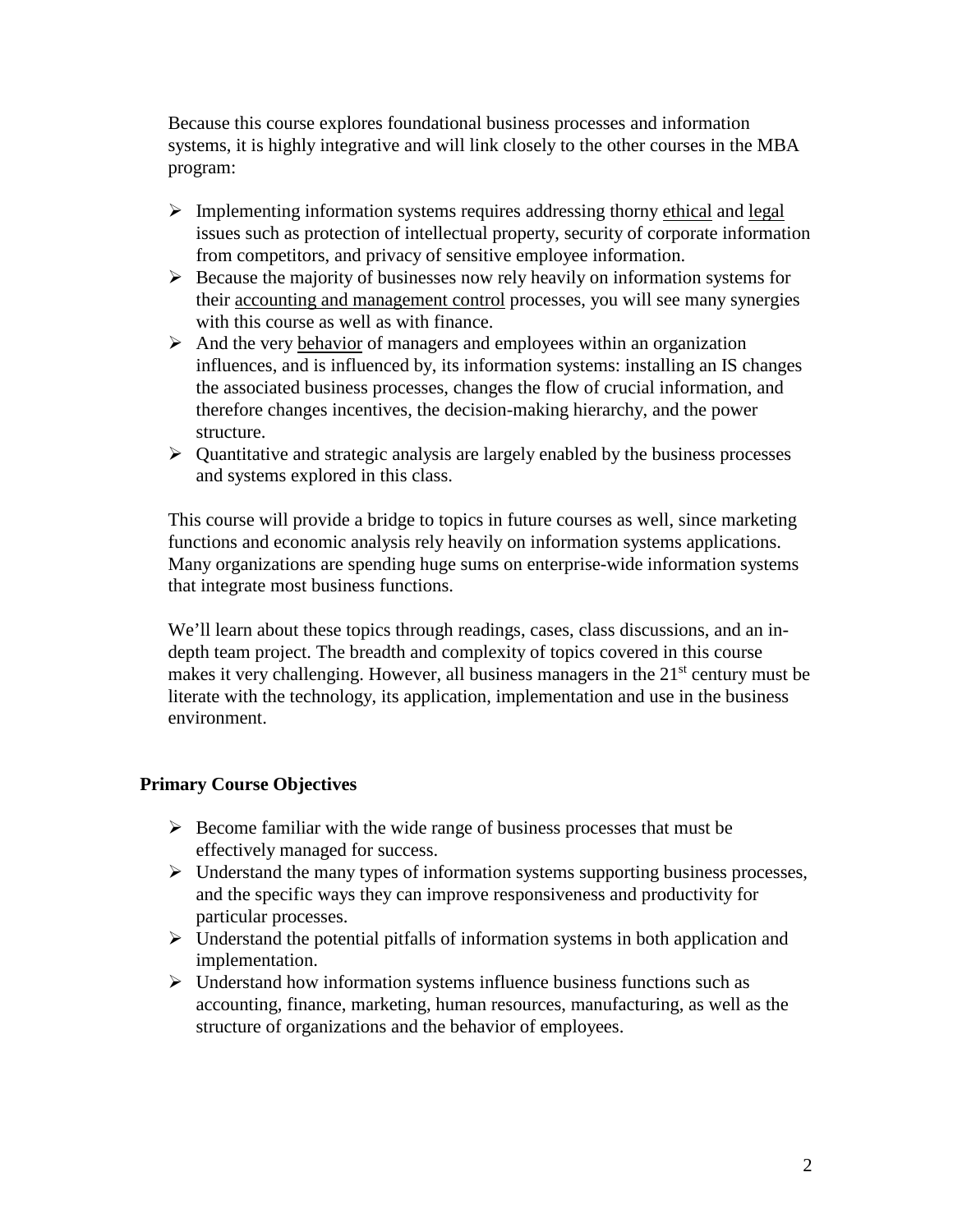Because this course explores foundational business processes and information systems, it is highly integrative and will link closely to the other courses in the MBA program:

- Implementing information systems requires addressing thorny ethical and legal issues such as protection of intellectual property, security of corporate information from competitors, and privacy of sensitive employee information.
- Because the majority of businesses now rely heavily on information systems for their accounting and management control processes, you will see many synergies with this course as well as with finance.
- And the very behavior of managers and employees within an organization influences, and is influenced by, its information systems: installing an IS changes the associated business processes, changes the flow of crucial information, and therefore changes incentives, the decision-making hierarchy, and the power structure.
- Quantitative and strategic analysis are largely enabled by the business processes and systems explored in this class.

This course will provide a bridge to topics in future courses as well, since marketing functions and economic analysis rely heavily on information systems applications. Many organizations are spending huge sums on enterprise-wide information systems that integrate most business functions.

We'll learn about these topics through readings, cases, class discussions, and an in-depth team project. The breadth and complexity of topics covered in this course makes it very challenging. However, all business managers in the 21st century must be literate with the technology, its application, implementation and use in the business environment.

**Primary Course Objectives**

- Become familiar with the wide range of business processes that must be effectively managed for success.
- Understand the many types of information systems supporting business processes, and the specific ways they can improve responsiveness and productivity for particular processes.
- Understand the potential pitfalls of information systems in both application and implementation.
- Understand how information systems influence business functions such as accounting, finance, marketing, human resources, manufacturing, as well as the structure of organizations and the behavior of employees.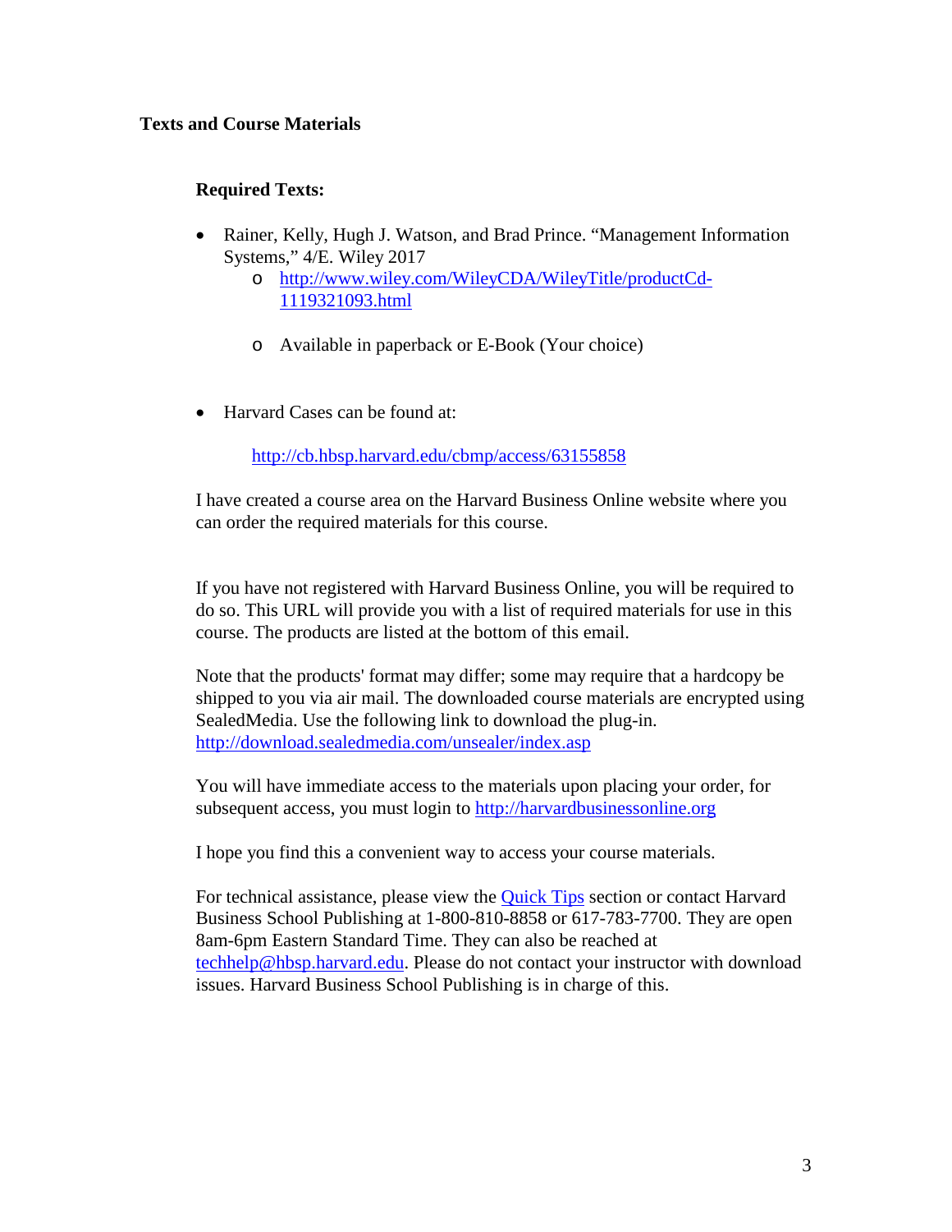## Texts and Course Materials

### Required Texts:

- Rainer, Kelly, Hugh J. Watson, and Brad Prince. "Management Information Systems," 4/E. Wiley 2017
  - http://www.wiley.com/WileyCDA/WileyTitle/productCd-1119321093.html
  - Available in paperback or E-Book (Your choice)

- Harvard Cases can be found at:

  http://cb.hbsp.harvard.edu/cbmp/access/63155858

I have created a course area on the Harvard Business Online website where you can order the required materials for this course.

If you have not registered with Harvard Business Online, you will be required to do so. This URL will provide you with a list of required materials for use in this course. The products are listed at the bottom of this email.

Note that the products' format may differ; some may require that a hardcopy be shipped to you via air mail. The downloaded course materials are encrypted using SealedMedia. Use the following link to download the plug-in. http://download.sealedmedia.com/unsealer/index.asp

You will have immediate access to the materials upon placing your order, for subsequent access, you must login to http://harvardbusinessonline.org

I hope you find this a convenient way to access your course materials.

For technical assistance, please view the Quick Tips section or contact Harvard Business School Publishing at 1-800-810-8858 or 617-783-7700. They are open 8am-6pm Eastern Standard Time. They can also be reached at techhelp@hbsp.harvard.edu. Please do not contact your instructor with download issues. Harvard Business School Publishing is in charge of this.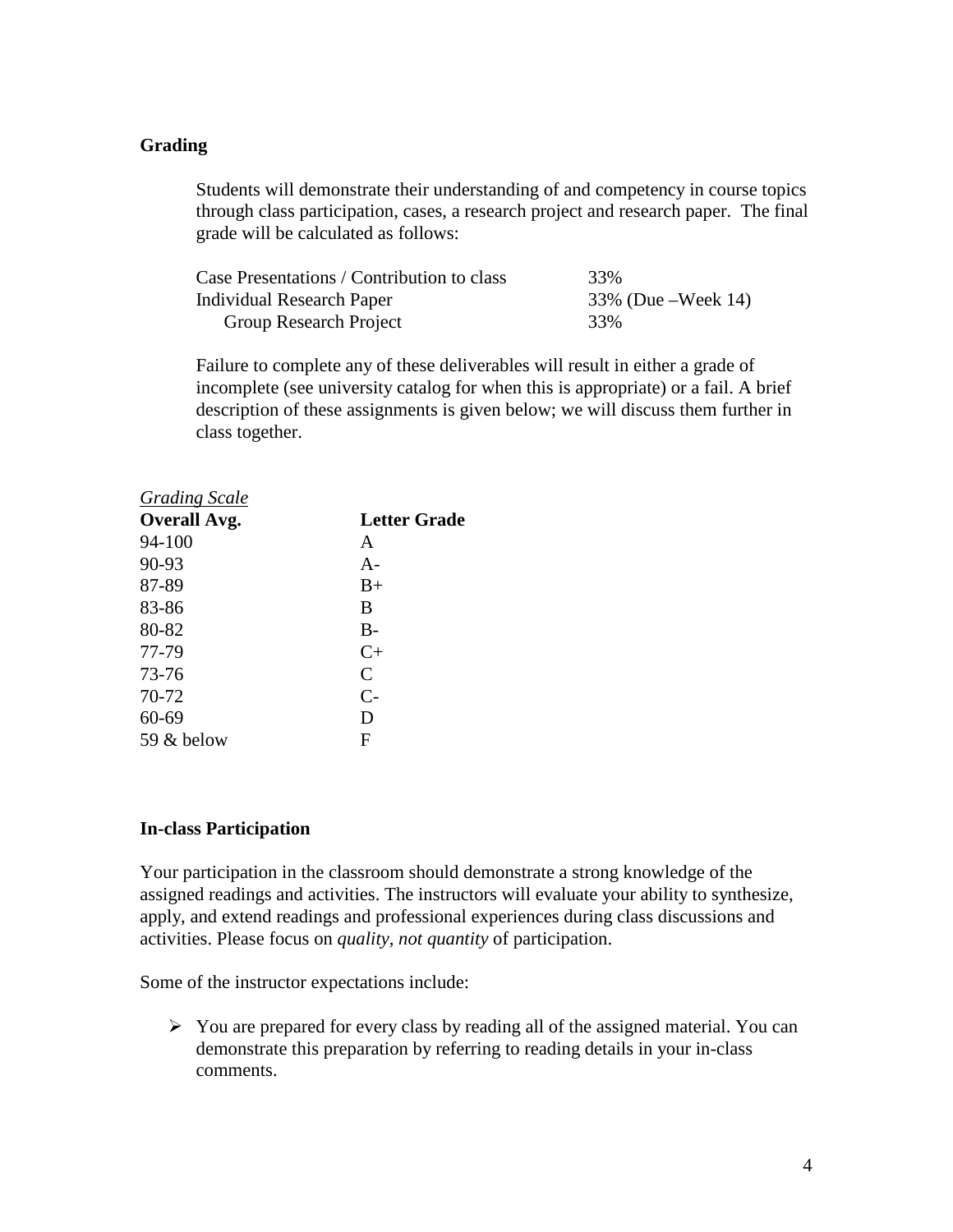## Grading

Students will demonstrate their understanding of and competency in course topics through class participation, cases, a research project and research paper. The final grade will be calculated as follows:

| | |
|---|---|
| Case Presentations / Contribution to class | 33% |
| Individual Research Paper | 33% (Due –Week 14) |
| Group Research Project | 33% |

Failure to complete any of these deliverables will result in either a grade of incomplete (see university catalog for when this is appropriate) or a fail. A brief description of these assignments is given below; we will discuss them further in class together.

*Grading Scale*

| Overall Avg. | Letter Grade |
|---|---|
| 94-100 | A |
| 90-93 | A- |
| 87-89 | B+ |
| 83-86 | B |
| 80-82 | B- |
| 77-79 | C+ |
| 73-76 | C |
| 70-72 | C- |
| 60-69 | D |
| 59 & below | F |

## In-class Participation

Your participation in the classroom should demonstrate a strong knowledge of the assigned readings and activities. The instructors will evaluate your ability to synthesize, apply, and extend readings and professional experiences during class discussions and activities. Please focus on *quality, not quantity* of participation.

Some of the instructor expectations include:

- You are prepared for every class by reading all of the assigned material. You can demonstrate this preparation by referring to reading details in your in-class comments.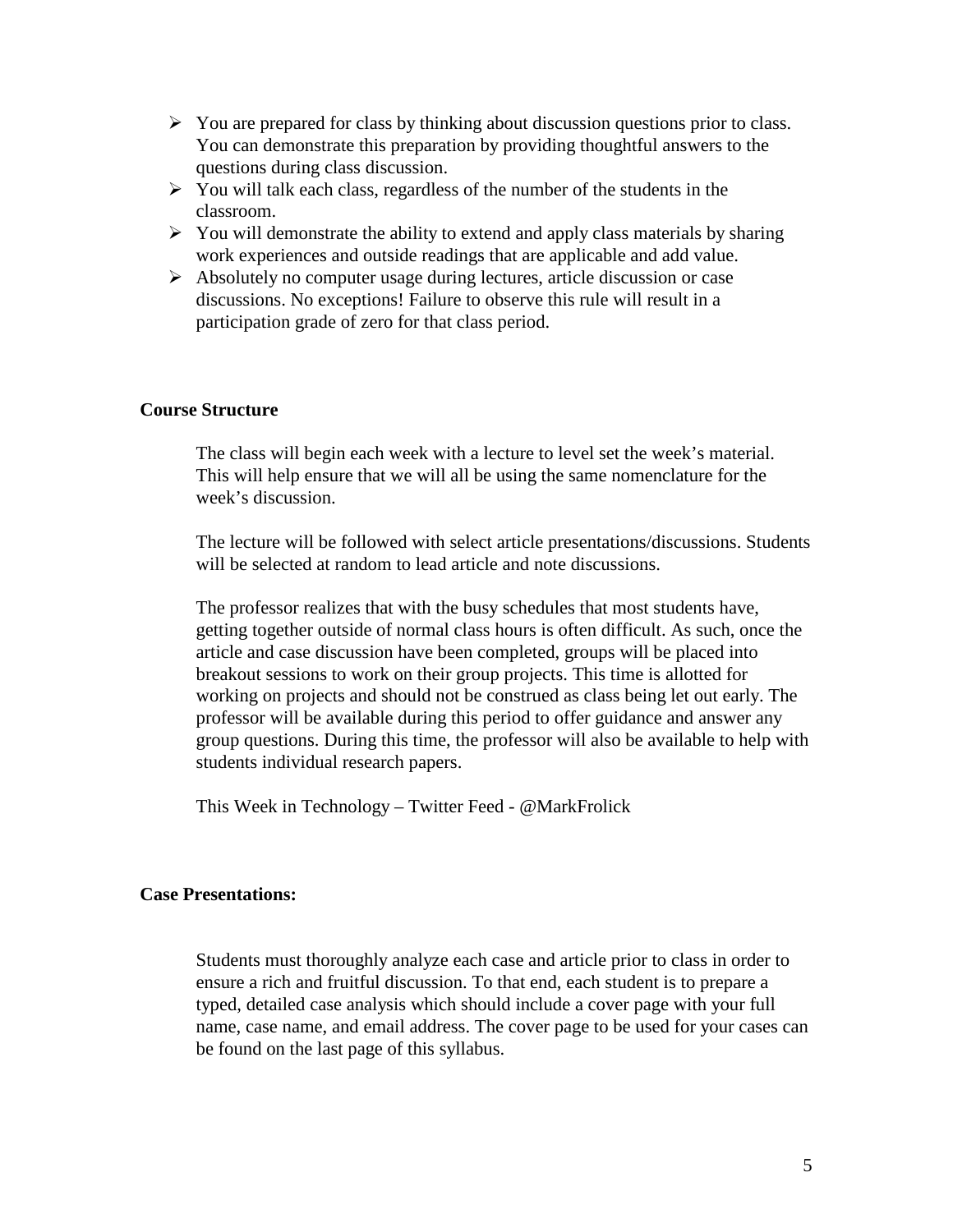- You are prepared for class by thinking about discussion questions prior to class. You can demonstrate this preparation by providing thoughtful answers to the questions during class discussion.
- You will talk each class, regardless of the number of the students in the classroom.
- You will demonstrate the ability to extend and apply class materials by sharing work experiences and outside readings that are applicable and add value.
- Absolutely no computer usage during lectures, article discussion or case discussions. No exceptions! Failure to observe this rule will result in a participation grade of zero for that class period.

**Course Structure**

The class will begin each week with a lecture to level set the week's material. This will help ensure that we will all be using the same nomenclature for the week's discussion.

The lecture will be followed with select article presentations/discussions. Students will be selected at random to lead article and note discussions.

The professor realizes that with the busy schedules that most students have, getting together outside of normal class hours is often difficult. As such, once the article and case discussion have been completed, groups will be placed into breakout sessions to work on their group projects. This time is allotted for working on projects and should not be construed as class being let out early. The professor will be available during this period to offer guidance and answer any group questions. During this time, the professor will also be available to help with students individual research papers.

This Week in Technology – Twitter Feed - @MarkFrolick

**Case Presentations:**

Students must thoroughly analyze each case and article prior to class in order to ensure a rich and fruitful discussion. To that end, each student is to prepare a typed, detailed case analysis which should include a cover page with your full name, case name, and email address. The cover page to be used for your cases can be found on the last page of this syllabus.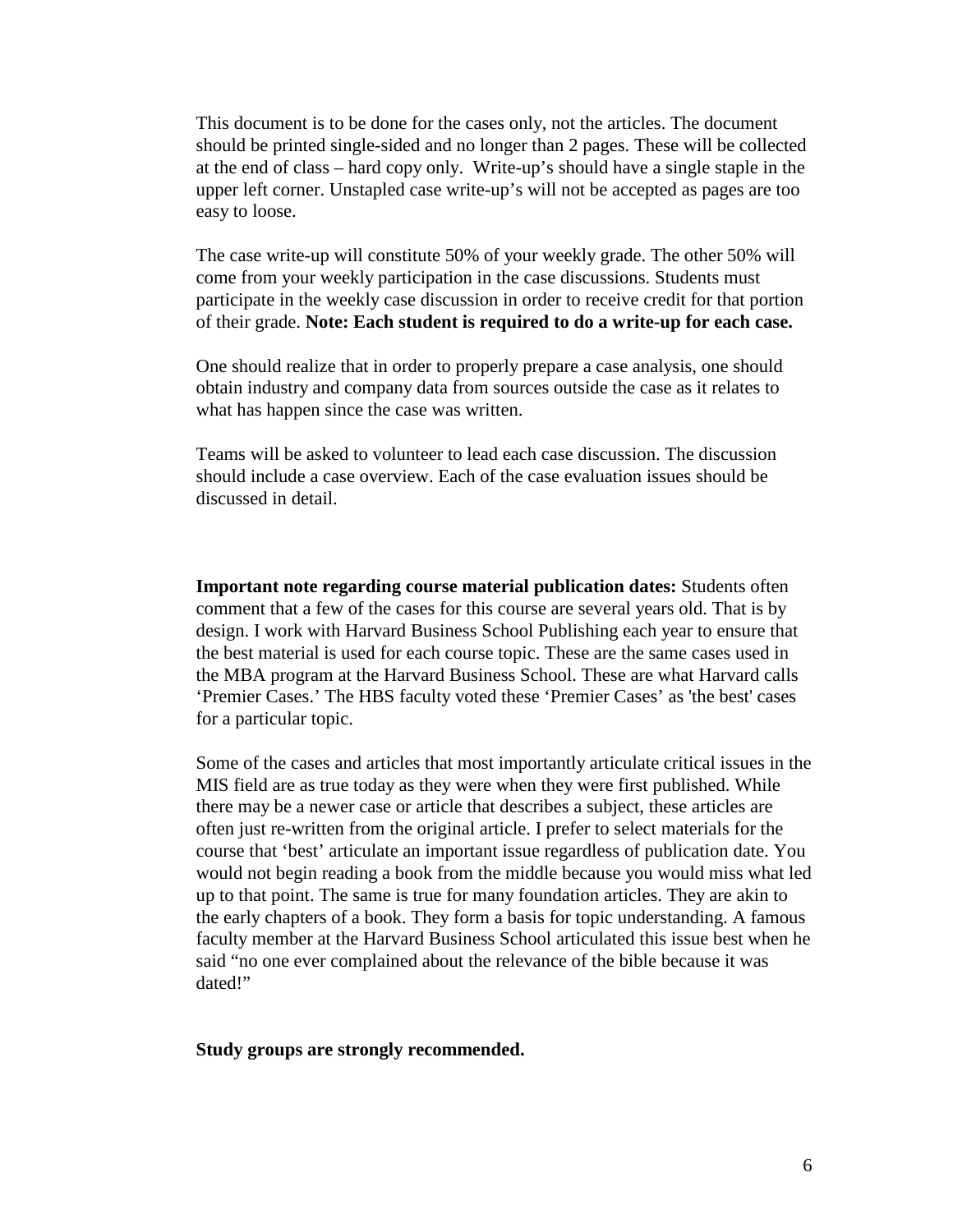This document is to be done for the cases only, not the articles. The document should be printed single-sided and no longer than 2 pages. These will be collected at the end of class – hard copy only. Write-up's should have a single staple in the upper left corner. Unstapled case write-up's will not be accepted as pages are too easy to loose.

The case write-up will constitute 50% of your weekly grade. The other 50% will come from your weekly participation in the case discussions. Students must participate in the weekly case discussion in order to receive credit for that portion of their grade. **Note: Each student is required to do a write-up for each case.**

One should realize that in order to properly prepare a case analysis, one should obtain industry and company data from sources outside the case as it relates to what has happen since the case was written.

Teams will be asked to volunteer to lead each case discussion. The discussion should include a case overview. Each of the case evaluation issues should be discussed in detail.

**Important note regarding course material publication dates:** Students often comment that a few of the cases for this course are several years old. That is by design. I work with Harvard Business School Publishing each year to ensure that the best material is used for each course topic. These are the same cases used in the MBA program at the Harvard Business School. These are what Harvard calls 'Premier Cases.' The HBS faculty voted these 'Premier Cases' as 'the best' cases for a particular topic.

Some of the cases and articles that most importantly articulate critical issues in the MIS field are as true today as they were when they were first published. While there may be a newer case or article that describes a subject, these articles are often just re-written from the original article. I prefer to select materials for the course that 'best' articulate an important issue regardless of publication date. You would not begin reading a book from the middle because you would miss what led up to that point. The same is true for many foundation articles. They are akin to the early chapters of a book. They form a basis for topic understanding. A famous faculty member at the Harvard Business School articulated this issue best when he said "no one ever complained about the relevance of the bible because it was dated!"

**Study groups are strongly recommended.**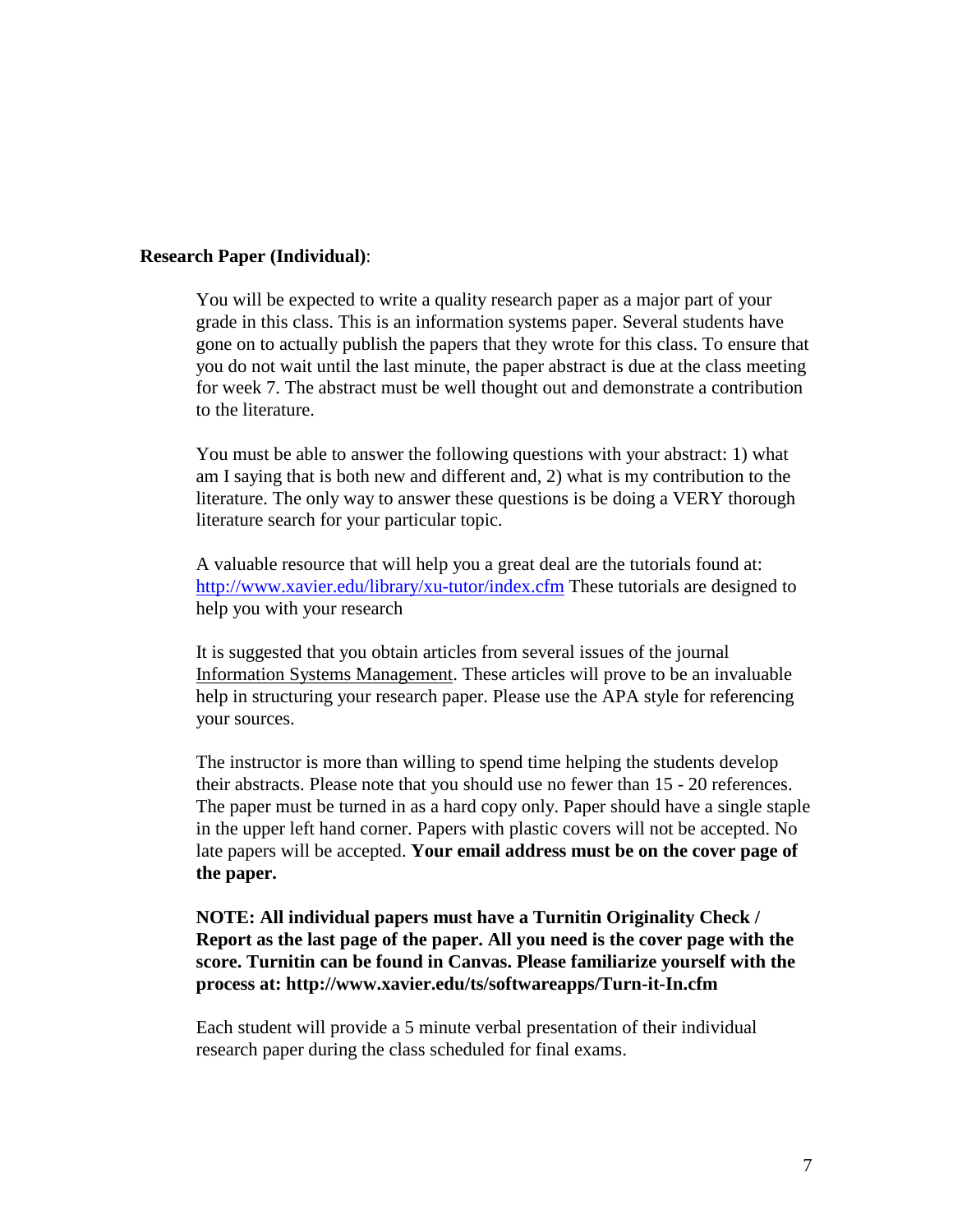**Research Paper (Individual)**:

You will be expected to write a quality research paper as a major part of your grade in this class. This is an information systems paper. Several students have gone on to actually publish the papers that they wrote for this class. To ensure that you do not wait until the last minute, the paper abstract is due at the class meeting for week 7. The abstract must be well thought out and demonstrate a contribution to the literature.

You must be able to answer the following questions with your abstract: 1) what am I saying that is both new and different and, 2) what is my contribution to the literature. The only way to answer these questions is be doing a VERY thorough literature search for your particular topic.

A valuable resource that will help you a great deal are the tutorials found at: [http://www.xavier.edu/library/xu-tutor/index.cfm](http://www.xavier.edu/library/xu-tutor/index.cfm) These tutorials are designed to help you with your research

It is suggested that you obtain articles from several issues of the journal Information Systems Management. These articles will prove to be an invaluable help in structuring your research paper. Please use the APA style for referencing your sources.

The instructor is more than willing to spend time helping the students develop their abstracts. Please note that you should use no fewer than 15 - 20 references. The paper must be turned in as a hard copy only. Paper should have a single staple in the upper left hand corner. Papers with plastic covers will not be accepted. No late papers will be accepted. **Your email address must be on the cover page of the paper.**

**NOTE: All individual papers must have a Turnitin Originality Check / Report as the last page of the paper. All you need is the cover page with the score. Turnitin can be found in Canvas. Please familiarize yourself with the process at: http://www.xavier.edu/ts/softwareapps/Turn-it-In.cfm**

Each student will provide a 5 minute verbal presentation of their individual research paper during the class scheduled for final exams.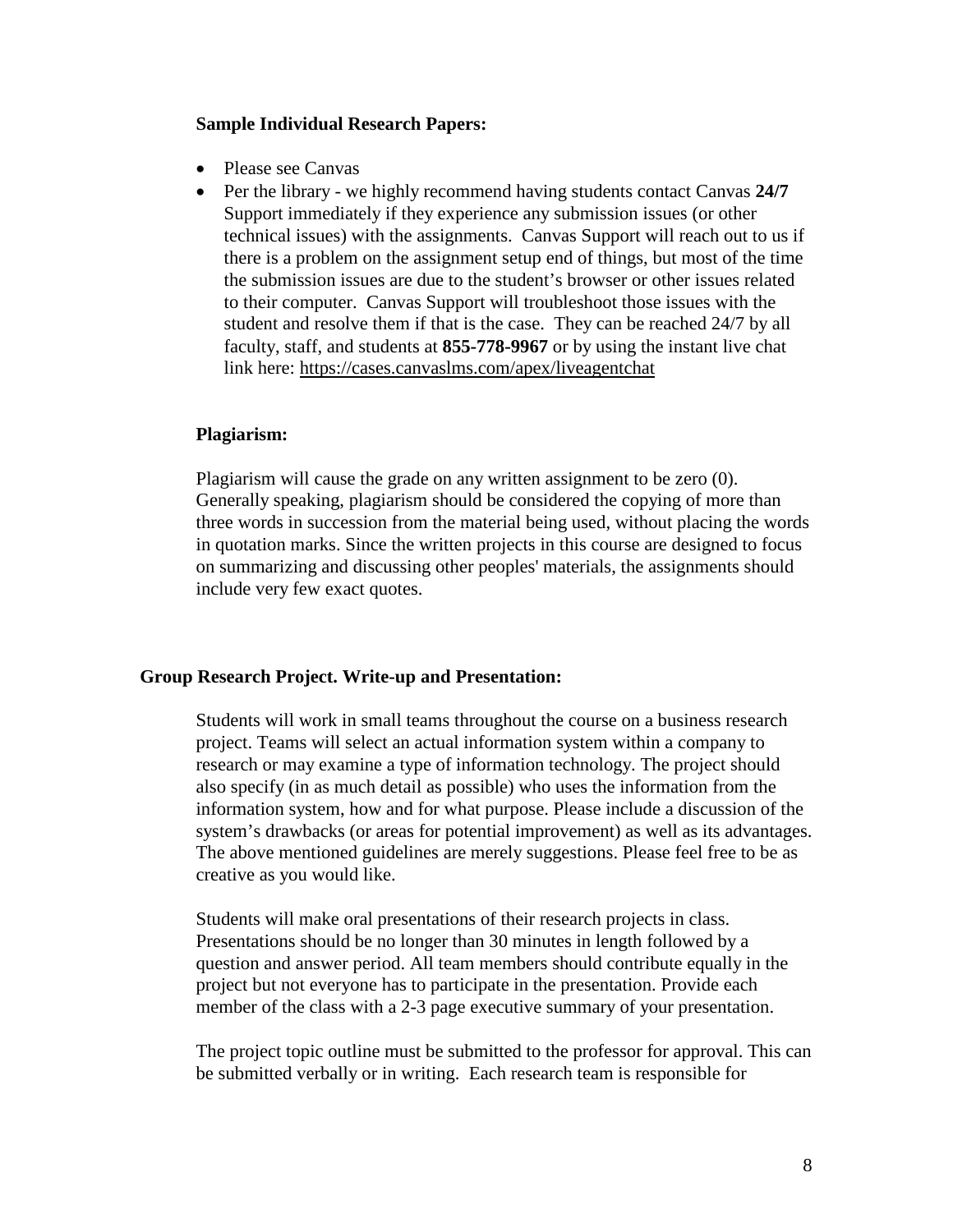### Sample Individual Research Papers:

- Please see Canvas
- Per the library - we highly recommend having students contact Canvas **24/7** Support immediately if they experience any submission issues (or other technical issues) with the assignments. Canvas Support will reach out to us if there is a problem on the assignment setup end of things, but most of the time the submission issues are due to the student's browser or other issues related to their computer. Canvas Support will troubleshoot those issues with the student and resolve them if that is the case. They can be reached 24/7 by all faculty, staff, and students at **855-778-9967** or by using the instant live chat link here: https://cases.canvaslms.com/apex/liveagentchat

### Plagiarism:

Plagiarism will cause the grade on any written assignment to be zero (0). Generally speaking, plagiarism should be considered the copying of more than three words in succession from the material being used, without placing the words in quotation marks. Since the written projects in this course are designed to focus on summarizing and discussing other peoples' materials, the assignments should include very few exact quotes.

## Group Research Project. Write-up and Presentation:

Students will work in small teams throughout the course on a business research project. Teams will select an actual information system within a company to research or may examine a type of information technology. The project should also specify (in as much detail as possible) who uses the information from the information system, how and for what purpose. Please include a discussion of the system's drawbacks (or areas for potential improvement) as well as its advantages. The above mentioned guidelines are merely suggestions. Please feel free to be as creative as you would like.

Students will make oral presentations of their research projects in class. Presentations should be no longer than 30 minutes in length followed by a question and answer period. All team members should contribute equally in the project but not everyone has to participate in the presentation. Provide each member of the class with a 2-3 page executive summary of your presentation.

The project topic outline must be submitted to the professor for approval. This can be submitted verbally or in writing. Each research team is responsible for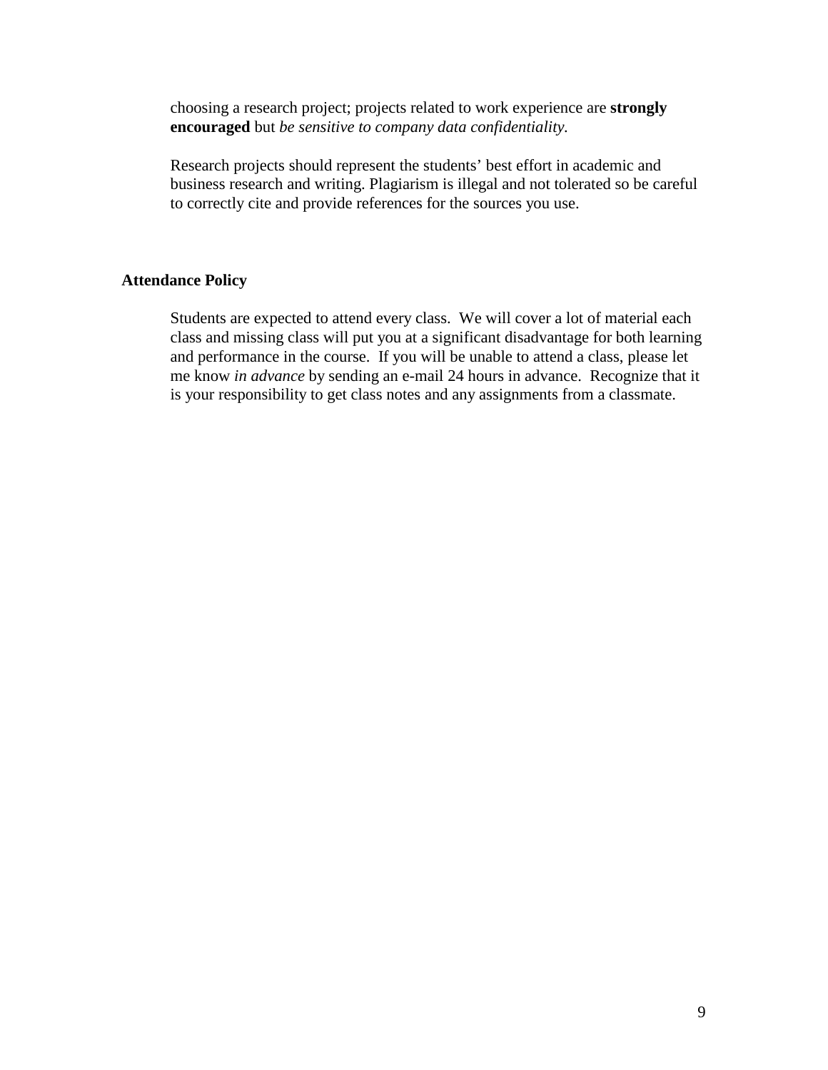choosing a research project; projects related to work experience are **strongly encouraged** but *be sensitive to company data confidentiality.*

Research projects should represent the students' best effort in academic and business research and writing. Plagiarism is illegal and not tolerated so be careful to correctly cite and provide references for the sources you use.

**Attendance Policy**

Students are expected to attend every class. We will cover a lot of material each class and missing class will put you at a significant disadvantage for both learning and performance in the course. If you will be unable to attend a class, please let me know *in advance* by sending an e-mail 24 hours in advance. Recognize that it is your responsibility to get class notes and any assignments from a classmate.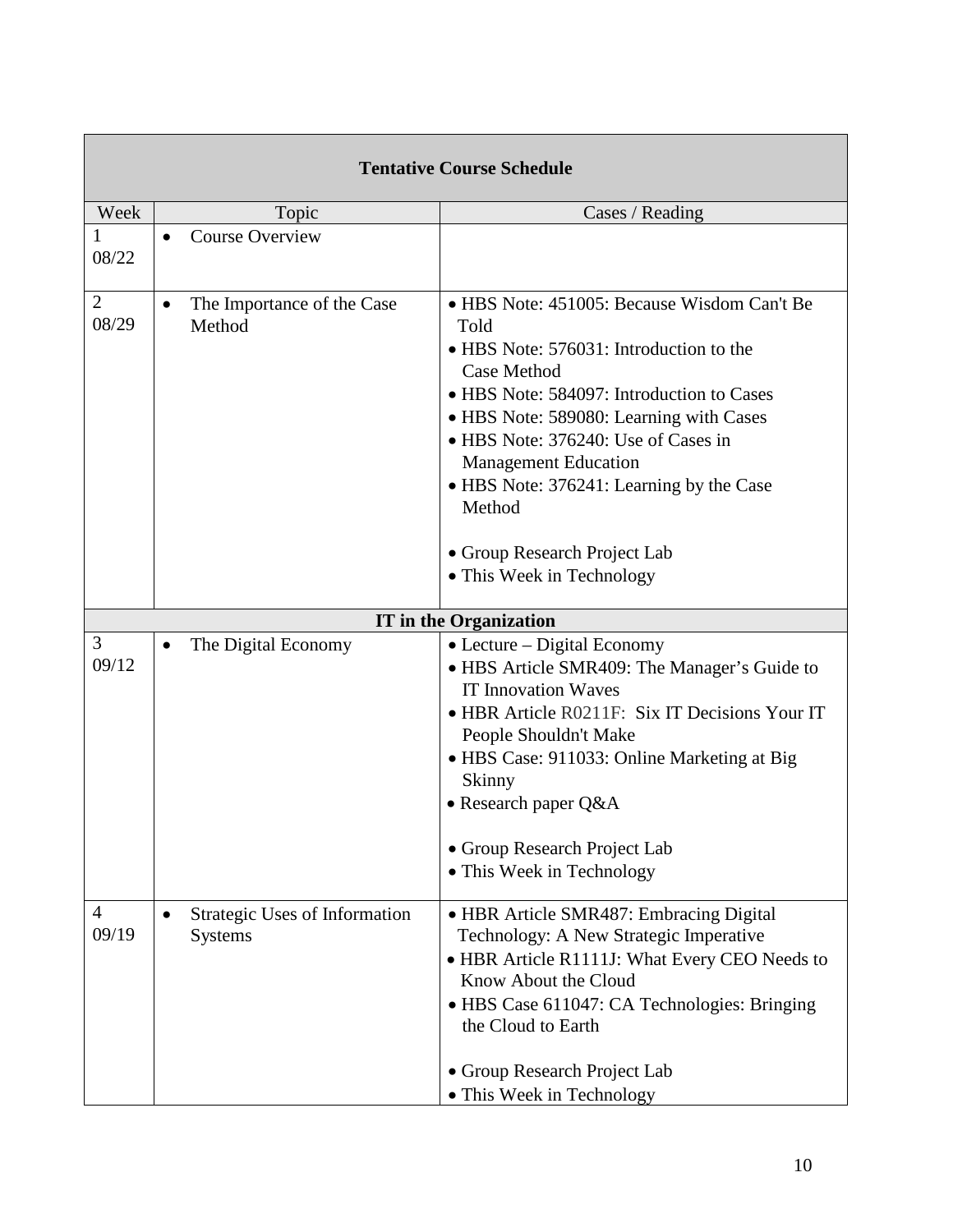| Tentative Course Schedule | | |
|---|---|---|
| **Week** | **Topic** | **Cases / Reading** |
| 1<br>08/22 | • Course Overview | |
| 2<br>08/29 | • The Importance of the Case Method | • HBS Note: 451005: Because Wisdom Can't Be Told<br>• HBS Note: 576031: Introduction to the Case Method<br>• HBS Note: 584097: Introduction to Cases<br>• HBS Note: 589080: Learning with Cases<br>• HBS Note: 376240: Use of Cases in Management Education<br>• HBS Note: 376241: Learning by the Case Method<br><br>• Group Research Project Lab<br>• This Week in Technology |
| **IT in the Organization** | | |
| 3<br>09/12 | • The Digital Economy | • Lecture – Digital Economy<br>• HBS Article SMR409: The Manager's Guide to IT Innovation Waves<br>• HBR Article R0211F: Six IT Decisions Your IT People Shouldn't Make<br>• HBS Case: 911033: Online Marketing at Big Skinny<br>• Research paper Q&A<br><br>• Group Research Project Lab<br>• This Week in Technology |
| 4<br>09/19 | • Strategic Uses of Information Systems | • HBR Article SMR487: Embracing Digital Technology: A New Strategic Imperative<br>• HBR Article R1111J: What Every CEO Needs to Know About the Cloud<br>• HBS Case 611047: CA Technologies: Bringing the Cloud to Earth<br><br>• Group Research Project Lab<br>• This Week in Technology |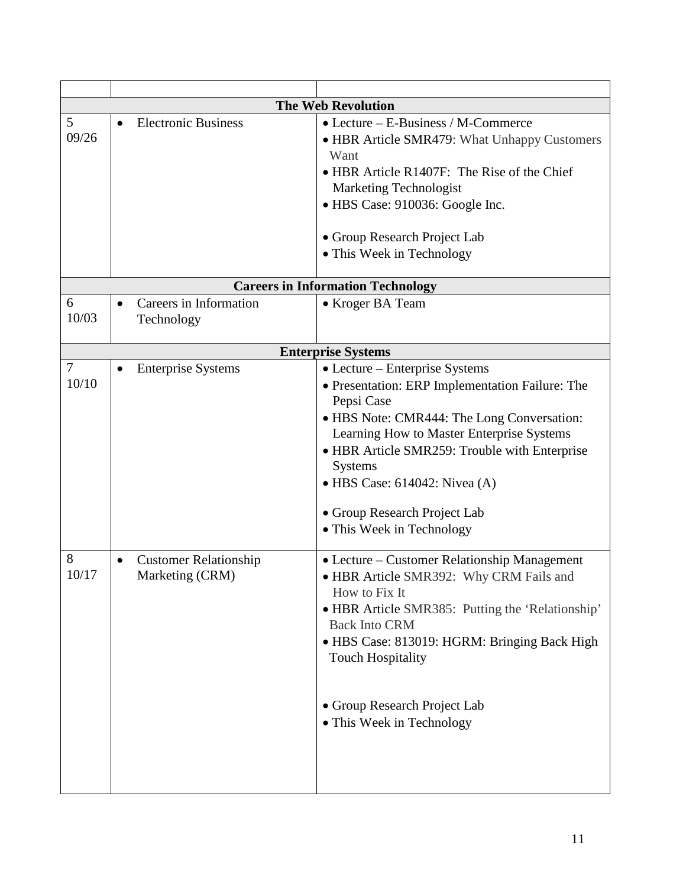| | | |
|---|---|---|
| **The Web Revolution** | | |
| 5<br>09/26 | • Electronic Business | • Lecture – E-Business / M-Commerce<br>• HBR Article SMR479: What Unhappy Customers Want<br>• HBR Article R1407F: The Rise of the Chief Marketing Technologist<br>• HBS Case: 910036: Google Inc.<br><br>• Group Research Project Lab<br>• This Week in Technology |
| **Careers in Information Technology** | | |
| 6<br>10/03 | • Careers in Information Technology | • Kroger BA Team |
| **Enterprise Systems** | | |
| 7<br>10/10 | • Enterprise Systems | • Lecture – Enterprise Systems<br>• Presentation: ERP Implementation Failure: The Pepsi Case<br>• HBS Note: CMR444: The Long Conversation: Learning How to Master Enterprise Systems<br>• HBR Article SMR259: Trouble with Enterprise Systems<br>• HBS Case: 614042: Nivea (A)<br><br>• Group Research Project Lab<br>• This Week in Technology |
| 8<br>10/17 | • Customer Relationship Marketing (CRM) | • Lecture – Customer Relationship Management<br>• HBR Article SMR392: Why CRM Fails and How to Fix It<br>• HBR Article SMR385: Putting the 'Relationship' Back Into CRM<br>• HBS Case: 813019: HGRM: Bringing Back High Touch Hospitality<br><br>• Group Research Project Lab<br>• This Week in Technology |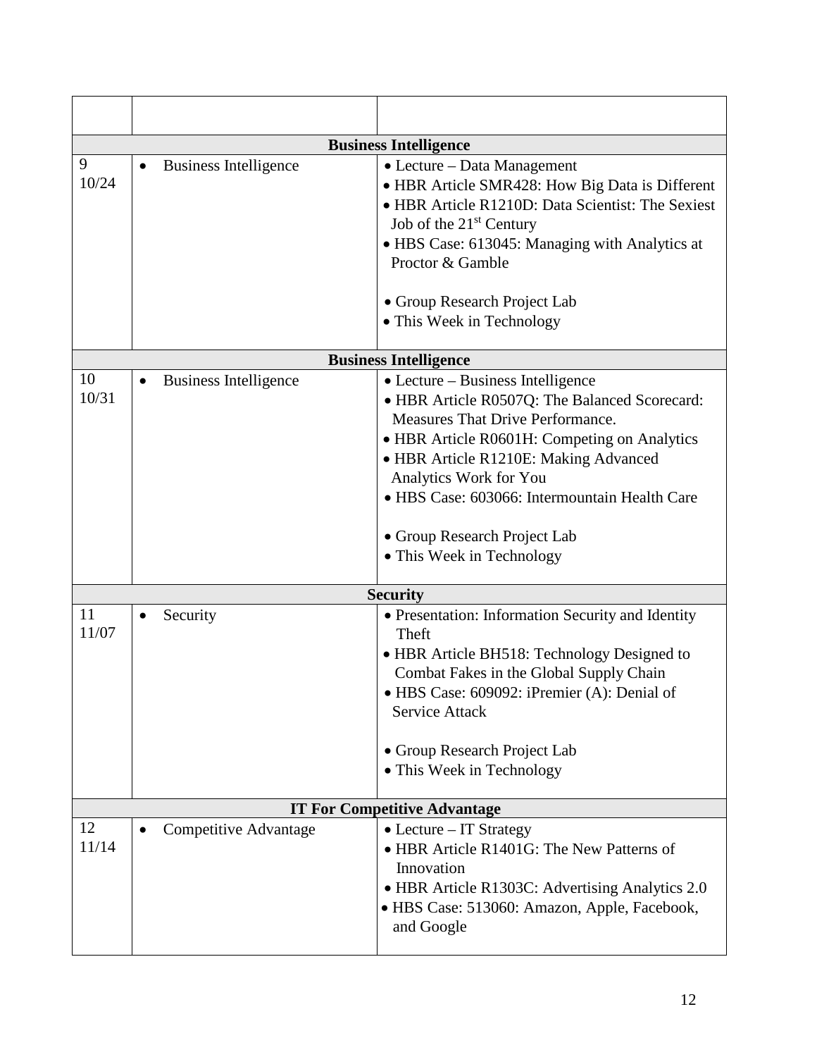| | | |
|---|---|---|
| **Business Intelligence** | | |
| 9<br>10/24 | • Business Intelligence | • Lecture – Data Management<br>• HBR Article SMR428: How Big Data is Different<br>• HBR Article R1210D: Data Scientist: The Sexiest Job of the 21st Century<br>• HBS Case: 613045: Managing with Analytics at Proctor & Gamble<br><br>• Group Research Project Lab<br>• This Week in Technology |
| **Business Intelligence** | | |
| 10<br>10/31 | • Business Intelligence | • Lecture – Business Intelligence<br>• HBR Article R0507Q: The Balanced Scorecard: Measures That Drive Performance.<br>• HBR Article R0601H: Competing on Analytics<br>• HBR Article R1210E: Making Advanced Analytics Work for You<br>• HBS Case: 603066: Intermountain Health Care<br><br>• Group Research Project Lab<br>• This Week in Technology |
| **Security** | | |
| 11<br>11/07 | • Security | • Presentation: Information Security and Identity Theft<br>• HBR Article BH518: Technology Designed to Combat Fakes in the Global Supply Chain<br>• HBS Case: 609092: iPremier (A): Denial of Service Attack<br><br>• Group Research Project Lab<br>• This Week in Technology |
| **IT For Competitive Advantage** | | |
| 12<br>11/14 | • Competitive Advantage | • Lecture – IT Strategy<br>• HBR Article R1401G: The New Patterns of Innovation<br>• HBR Article R1303C: Advertising Analytics 2.0<br>• HBS Case: 513060: Amazon, Apple, Facebook, and Google |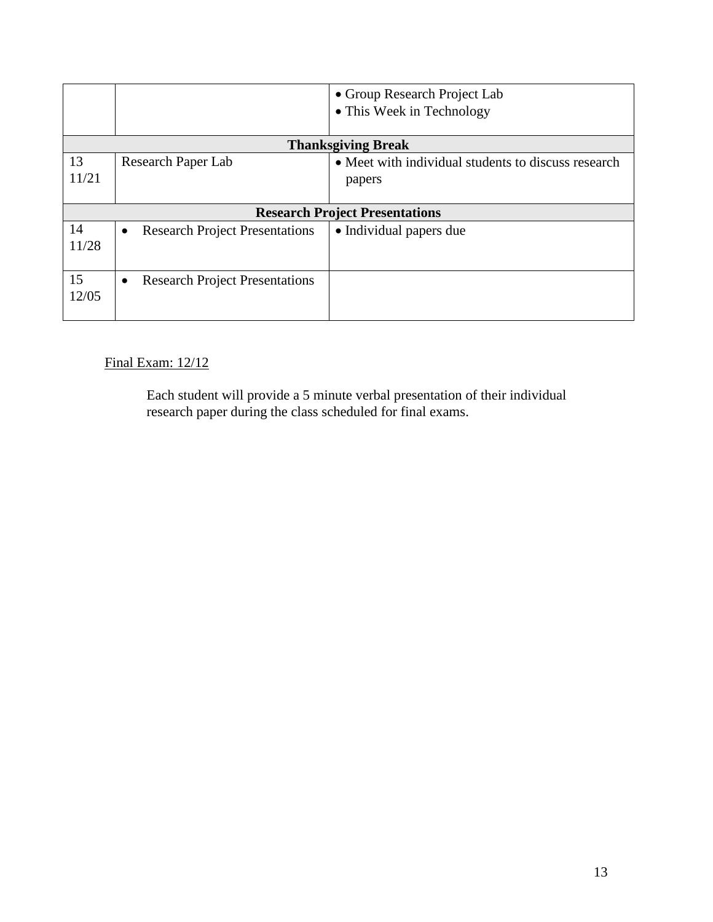| | | |
|---|---|---|
| | | • Group Research Project Lab<br>• This Week in Technology |
| **Thanksgiving Break** | | |
| 13<br>11/21 | Research Paper Lab | • Meet with individual students to discuss research papers |
| **Research Project Presentations** | | |
| 14<br>11/28 | • Research Project Presentations | • Individual papers due |
| 15<br>12/05 | • Research Project Presentations | |

<u>Final Exam: 12/12</u>

Each student will provide a 5 minute verbal presentation of their individual research paper during the class scheduled for final exams.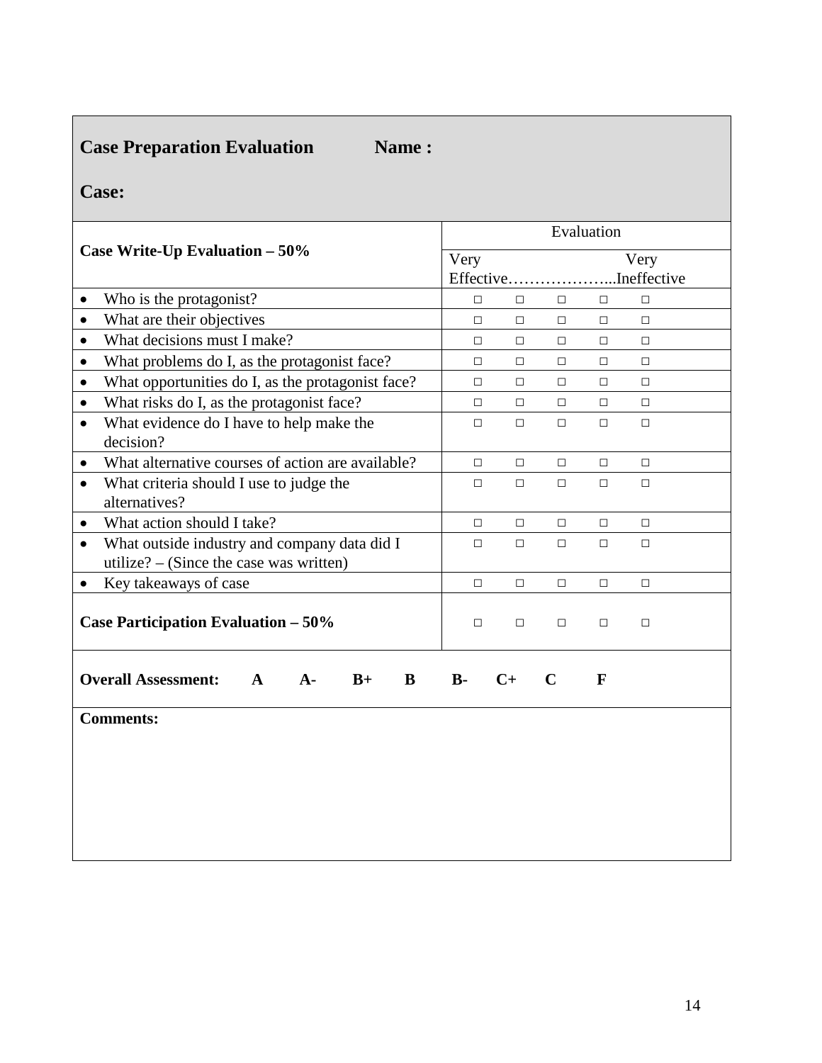**Case Preparation Evaluation** **Name :**

**Case:**

| **Case Write-Up Evaluation – 50%** | Evaluation | | | | |
|---|---|---|---|---|---|
| | Very Effective……………….. | | | | ...Ineffective Very |
| • Who is the protagonist? | □ | □ | □ | □ | □ |
| • What are their objectives | □ | □ | □ | □ | □ |
| • What decisions must I make? | □ | □ | □ | □ | □ |
| • What problems do I, as the protagonist face? | □ | □ | □ | □ | □ |
| • What opportunities do I, as the protagonist face? | □ | □ | □ | □ | □ |
| • What risks do I, as the protagonist face? | □ | □ | □ | □ | □ |
| • What evidence do I have to help make the decision? | □ | □ | □ | □ | □ |
| • What alternative courses of action are available? | □ | □ | □ | □ | □ |
| • What criteria should I use to judge the alternatives? | □ | □ | □ | □ | □ |
| • What action should I take? | □ | □ | □ | □ | □ |
| • What outside industry and company data did I utilize? – (Since the case was written) | □ | □ | □ | □ | □ |
| • Key takeaways of case | □ | □ | □ | □ | □ |
| **Case Participation Evaluation – 50%** | □ | □ | □ | □ | □ |

**Overall Assessment:** **A** **A-** **B+** **B** **B-** **C+** **C** **F**

**Comments:**